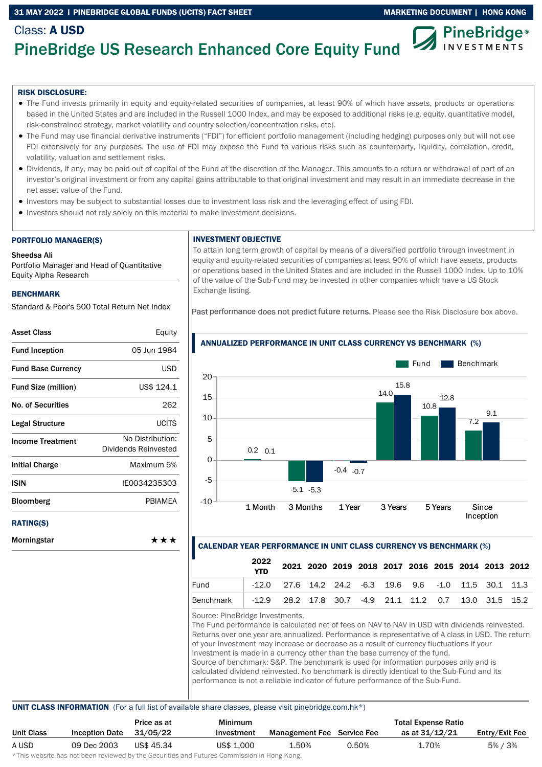31 MAY 2022 | PINEBRIDGE GLOBAL FUNDS (UCITS) FACT SHEET — MARKETING DOCUMENT | HONG KONG

Class: **A USD**

# PineBridge US Research Enhanced Core Equity Fund

PineBridge® INVESTMENTS

**RISK DISCLOSURE:**

- The Fund invests primarily in equity and equity-related securities of companies, at least 90% of which have assets, products or operations based in the United States and are included in the Russell 1000 Index, and may be exposed to additional risks (e.g. equity, quantitative model, risk-constrained strategy, market volatility and country selection/concentration risks, etc).
- The Fund may use financial derivative instruments ("FDI") for efficient portfolio management (including hedging) purposes only but will not use FDI extensively for any purposes. The use of FDI may expose the Fund to various risks such as counterparty, liquidity, correlation, credit, volatility, valuation and settlement risks.
- Dividends, if any, may be paid out of capital of the Fund at the discretion of the Manager. This amounts to a return or withdrawal of part of an investor's original investment or from any capital gains attributable to that original investment and may result in an immediate decrease in the net asset value of the Fund.
- Investors may be subject to substantial losses due to investment loss risk and the leveraging effect of using FDI.
- Investors should not rely solely on this material to make investment decisions.

## PORTFOLIO MANAGER(S)

**Sheedsa Ali**
Portfolio Manager and Head of Quantitative Equity Alpha Research

## BENCHMARK

Standard & Poor's 500 Total Return Net Index

| | |
|---|---|
| **Asset Class** | Equity |
| **Fund Inception** | 05 Jun 1984 |
| **Fund Base Currency** | USD |
| **Fund Size (million)** | US$ 124.1 |
| **No. of Securities** | 262 |
| **Legal Structure** | UCITS |
| **Income Treatment** | No Distribution: Dividends Reinvested |
| **Initial Charge** | Maximum 5% |
| **ISIN** | IE0034235303 |
| **Bloomberg** | PBIAMEA |

## RATING(S)

| | |
|---|---|
| **Morningstar** | ★★★ |

## INVESTMENT OBJECTIVE

To attain long term growth of capital by means of a diversified portfolio through investment in equity and equity-related securities of companies at least 90% of which have assets, products or operations based in the United States and are included in the Russell 1000 Index. Up to 10% of the value of the Sub-Fund may be invested in other companies which have a US Stock Exchange listing.

Past performance does not predict future returns. Please see the Risk Disclosure box above.

## ANNUALIZED PERFORMANCE IN UNIT CLASS CURRENCY VS BENCHMARK (%)

| | 1 Month | 3 Months | 1 Year | 3 Years | 5 Years | Since Inception |
|---|---|---|---|---|---|---|
| Fund | 0.2 | -5.1 | -0.4 | 14.0 | 10.8 | 7.2 |
| Benchmark | 0.1 | -5.3 | -0.7 | 15.8 | 12.8 | 9.1 |

## CALENDAR YEAR PERFORMANCE IN UNIT CLASS CURRENCY VS BENCHMARK (%)

| | 2022 YTD | 2021 | 2020 | 2019 | 2018 | 2017 | 2016 | 2015 | 2014 | 2013 | 2012 |
|---|---|---|---|---|---|---|---|---|---|---|---|
| Fund | -12.0 | 27.6 | 14.2 | 24.2 | -6.3 | 19.6 | 9.6 | -1.0 | 11.5 | 30.1 | 11.3 |
| Benchmark | -12.9 | 28.2 | 17.8 | 30.7 | -4.9 | 21.1 | 11.2 | 0.7 | 13.0 | 31.5 | 15.2 |

Source: PineBridge Investments.
The Fund performance is calculated net of fees on NAV to NAV in USD with dividends reinvested. Returns over one year are annualized. Performance is representative of A class in USD. The return of your investment may increase or decrease as a result of currency fluctuations if your investment is made in a currency other than the base currency of the fund.
Source of benchmark: S&P. The benchmark is used for information purposes only and is calculated dividend reinvested. No benchmark is directly identical to the Sub-Fund and its performance is not a reliable indicator of future performance of the Sub-Fund.

## UNIT CLASS INFORMATION

(For a full list of available share classes, please visit pinebridge.com.hk*)

| Unit Class | Inception Date | Price as at 31/05/22 | Minimum Investment | Management Fee | Service Fee | Total Expense Ratio as at 31/12/21 | Entry/Exit Fee |
|---|---|---|---|---|---|---|---|
| A USD | 09 Dec 2003 | US$ 45.34 | US$ 1,000 | 1.50% | 0.50% | 1.70% | 5% / 3% |

*This website has not been reviewed by the Securities and Futures Commission in Hong Kong.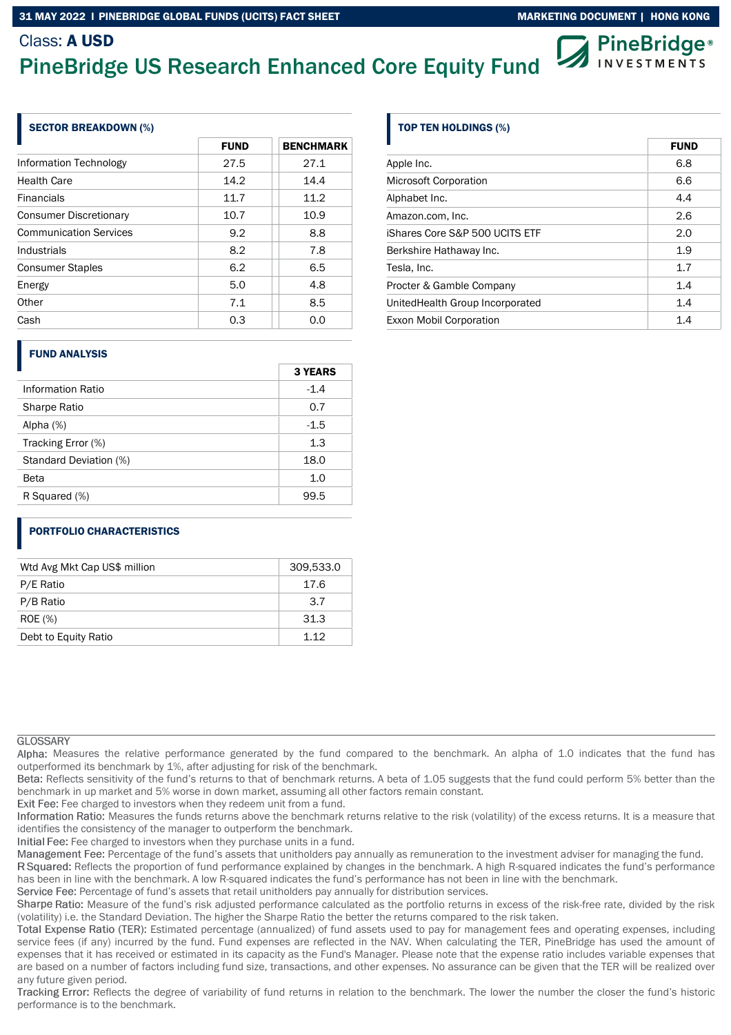Class: **A USD**

# PineBridge US Research Enhanced Core Equity Fund

## SECTOR BREAKDOWN (%)

| | FUND | BENCHMARK |
|---|---|---|
| Information Technology | 27.5 | 27.1 |
| Health Care | 14.2 | 14.4 |
| Financials | 11.7 | 11.2 |
| Consumer Discretionary | 10.7 | 10.9 |
| Communication Services | 9.2 | 8.8 |
| Industrials | 8.2 | 7.8 |
| Consumer Staples | 6.2 | 6.5 |
| Energy | 5.0 | 4.8 |
| Other | 7.1 | 8.5 |
| Cash | 0.3 | 0.0 |

## FUND ANALYSIS

| | 3 YEARS |
|---|---|
| Information Ratio | -1.4 |
| Sharpe Ratio | 0.7 |
| Alpha (%) | -1.5 |
| Tracking Error (%) | 1.3 |
| Standard Deviation (%) | 18.0 |
| Beta | 1.0 |
| R Squared (%) | 99.5 |

## PORTFOLIO CHARACTERISTICS

| | |
|---|---|
| Wtd Avg Mkt Cap US$ million | 309,533.0 |
| P/E Ratio | 17.6 |
| P/B Ratio | 3.7 |
| ROE (%) | 31.3 |
| Debt to Equity Ratio | 1.12 |

## TOP TEN HOLDINGS (%)

| | FUND |
|---|---|
| Apple Inc. | 6.8 |
| Microsoft Corporation | 6.6 |
| Alphabet Inc. | 4.4 |
| Amazon.com, Inc. | 2.6 |
| iShares Core S&P 500 UCITS ETF | 2.0 |
| Berkshire Hathaway Inc. | 1.9 |
| Tesla, Inc. | 1.7 |
| Procter & Gamble Company | 1.4 |
| UnitedHealth Group Incorporated | 1.4 |
| Exxon Mobil Corporation | 1.4 |

GLOSSARY

Alpha: Measures the relative performance generated by the fund compared to the benchmark. An alpha of 1.0 indicates that the fund has outperformed its benchmark by 1%, after adjusting for risk of the benchmark.

Beta: Reflects sensitivity of the fund's returns to that of benchmark returns. A beta of 1.05 suggests that the fund could perform 5% better than the benchmark in up market and 5% worse in down market, assuming all other factors remain constant.

Exit Fee: Fee charged to investors when they redeem unit from a fund.

Information Ratio: Measures the funds returns above the benchmark returns relative to the risk (volatility) of the excess returns. It is a measure that identifies the consistency of the manager to outperform the benchmark.

Initial Fee: Fee charged to investors when they purchase units in a fund.

Management Fee: Percentage of the fund's assets that unitholders pay annually as remuneration to the investment adviser for managing the fund.

R Squared: Reflects the proportion of fund performance explained by changes in the benchmark. A high R-squared indicates the fund's performance has been in line with the benchmark. A low R-squared indicates the fund's performance has not been in line with the benchmark.

Service Fee: Percentage of fund's assets that retail unitholders pay annually for distribution services.

Sharpe Ratio: Measure of the fund's risk adjusted performance calculated as the portfolio returns in excess of the risk-free rate, divided by the risk (volatility) i.e. the Standard Deviation. The higher the Sharpe Ratio the better the returns compared to the risk taken.

Total Expense Ratio (TER): Estimated percentage (annualized) of fund assets used to pay for management fees and operating expenses, including service fees (if any) incurred by the fund. Fund expenses are reflected in the NAV. When calculating the TER, PineBridge has used the amount of expenses that it has received or estimated in its capacity as the Fund's Manager. Please note that the expense ratio includes variable expenses that are based on a number of factors including fund size, transactions, and other expenses. No assurance can be given that the TER will be realized over any future given period.

Tracking Error: Reflects the degree of variability of fund returns in relation to the benchmark. The lower the number the closer the fund's historic performance is to the benchmark.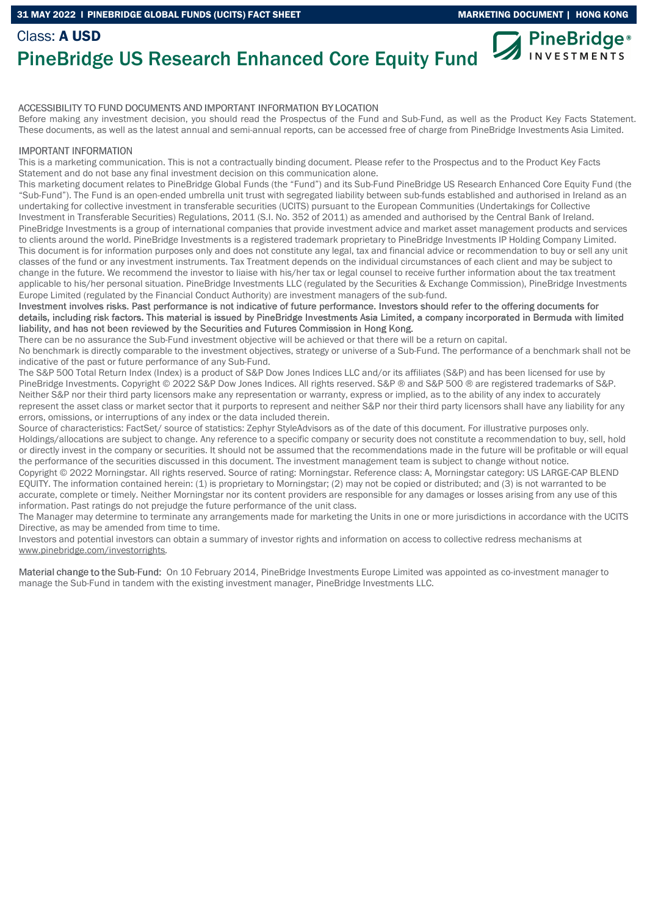Class: **A USD**

# PineBridge US Research Enhanced Core Equity Fund

ACCESSIBILITY TO FUND DOCUMENTS AND IMPORTANT INFORMATION BY LOCATION

Before making any investment decision, you should read the Prospectus of the Fund and Sub-Fund, as well as the Product Key Facts Statement. These documents, as well as the latest annual and semi-annual reports, can be accessed free of charge from PineBridge Investments Asia Limited.

IMPORTANT INFORMATION

This is a marketing communication. This is not a contractually binding document. Please refer to the Prospectus and to the Product Key Facts Statement and do not base any final investment decision on this communication alone.

This marketing document relates to PineBridge Global Funds (the "Fund") and its Sub-Fund PineBridge US Research Enhanced Core Equity Fund (the "Sub-Fund"). The Fund is an open-ended umbrella unit trust with segregated liability between sub-funds established and authorised in Ireland as an undertaking for collective investment in transferable securities (UCITS) pursuant to the European Communities (Undertakings for Collective Investment in Transferable Securities) Regulations, 2011 (S.I. No. 352 of 2011) as amended and authorised by the Central Bank of Ireland.

PineBridge Investments is a group of international companies that provide investment advice and market asset management products and services to clients around the world. PineBridge Investments is a registered trademark proprietary to PineBridge Investments IP Holding Company Limited.

This document is for information purposes only and does not constitute any legal, tax and financial advice or recommendation to buy or sell any unit classes of the fund or any investment instruments. Tax Treatment depends on the individual circumstances of each client and may be subject to change in the future. We recommend the investor to liaise with his/her tax or legal counsel to receive further information about the tax treatment applicable to his/her personal situation. PineBridge Investments LLC (regulated by the Securities & Exchange Commission), PineBridge Investments Europe Limited (regulated by the Financial Conduct Authority) are investment managers of the sub-fund.

Investment involves risks. Past performance is not indicative of future performance. Investors should refer to the offering documents for details, including risk factors. This material is issued by PineBridge Investments Asia Limited, a company incorporated in Bermuda with limited liability, and has not been reviewed by the Securities and Futures Commission in Hong Kong.

There can be no assurance the Sub-Fund investment objective will be achieved or that there will be a return on capital.

No benchmark is directly comparable to the investment objectives, strategy or universe of a Sub-Fund. The performance of a benchmark shall not be indicative of the past or future performance of any Sub-Fund.

The S&P 500 Total Return Index (Index) is a product of S&P Dow Jones Indices LLC and/or its affiliates (S&P) and has been licensed for use by PineBridge Investments. Copyright © 2022 S&P Dow Jones Indices. All rights reserved. S&P ® and S&P 500 ® are registered trademarks of S&P. Neither S&P nor their third party licensors make any representation or warranty, express or implied, as to the ability of any index to accurately represent the asset class or market sector that it purports to represent and neither S&P nor their third party licensors shall have any liability for any errors, omissions, or interruptions of any index or the data included therein.

Source of characteristics: FactSet/ source of statistics: Zephyr StyleAdvisors as of the date of this document. For illustrative purposes only. Holdings/allocations are subject to change. Any reference to a specific company or security does not constitute a recommendation to buy, sell, hold or directly invest in the company or securities. It should not be assumed that the recommendations made in the future will be profitable or will equal the performance of the securities discussed in this document. The investment management team is subject to change without notice.

Copyright © 2022 Morningstar. All rights reserved. Source of rating: Morningstar. Reference class: A, Morningstar category: US LARGE-CAP BLEND EQUITY. The information contained herein: (1) is proprietary to Morningstar; (2) may not be copied or distributed; and (3) is not warranted to be accurate, complete or timely. Neither Morningstar nor its content providers are responsible for any damages or losses arising from any use of this information. Past ratings do not prejudge the future performance of the unit class.

The Manager may determine to terminate any arrangements made for marketing the Units in one or more jurisdictions in accordance with the UCITS Directive, as may be amended from time to time.

Investors and potential investors can obtain a summary of investor rights and information on access to collective redress mechanisms at www.pinebridge.com/investorrights.

Material change to the Sub-Fund: On 10 February 2014, PineBridge Investments Europe Limited was appointed as co-investment manager to manage the Sub-Fund in tandem with the existing investment manager, PineBridge Investments LLC.